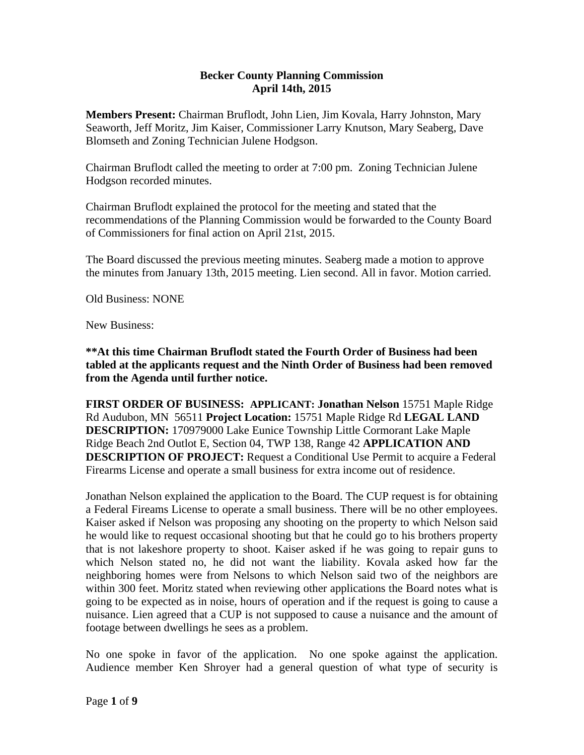**Becker County Planning Commission**
**April 14th, 2015**

**Members Present:** Chairman Bruflodt, John Lien, Jim Kovala, Harry Johnston, Mary Seaworth, Jeff Moritz, Jim Kaiser, Commissioner Larry Knutson, Mary Seaberg, Dave Blomseth and Zoning Technician Julene Hodgson.

Chairman Bruflodt called the meeting to order at 7:00 pm. Zoning Technician Julene Hodgson recorded minutes.

Chairman Bruflodt explained the protocol for the meeting and stated that the recommendations of the Planning Commission would be forwarded to the County Board of Commissioners for final action on April 21st, 2015.

The Board discussed the previous meeting minutes. Seaberg made a motion to approve the minutes from January 13th, 2015 meeting. Lien second. All in favor. Motion carried.

Old Business: NONE

New Business:

****At this time Chairman Bruflodt stated the Fourth Order of Business had been tabled at the applicants request and the Ninth Order of Business had been removed from the Agenda until further notice.**

**FIRST ORDER OF BUSINESS: APPLICANT: Jonathan Nelson** 15751 Maple Ridge Rd Audubon, MN 56511 **Project Location:** 15751 Maple Ridge Rd **LEGAL LAND DESCRIPTION:** 170979000 Lake Eunice Township Little Cormorant Lake Maple Ridge Beach 2nd Outlot E, Section 04, TWP 138, Range 42 **APPLICATION AND DESCRIPTION OF PROJECT:** Request a Conditional Use Permit to acquire a Federal Firearms License and operate a small business for extra income out of residence.

Jonathan Nelson explained the application to the Board. The CUP request is for obtaining a Federal Fireams License to operate a small business. There will be no other employees. Kaiser asked if Nelson was proposing any shooting on the property to which Nelson said he would like to request occasional shooting but that he could go to his brothers property that is not lakeshore property to shoot. Kaiser asked if he was going to repair guns to which Nelson stated no, he did not want the liability. Kovala asked how far the neighboring homes were from Nelsons to which Nelson said two of the neighbors are within 300 feet. Moritz stated when reviewing other applications the Board notes what is going to be expected as in noise, hours of operation and if the request is going to cause a nuisance. Lien agreed that a CUP is not supposed to cause a nuisance and the amount of footage between dwellings he sees as a problem.

No one spoke in favor of the application. No one spoke against the application. Audience member Ken Shroyer had a general question of what type of security is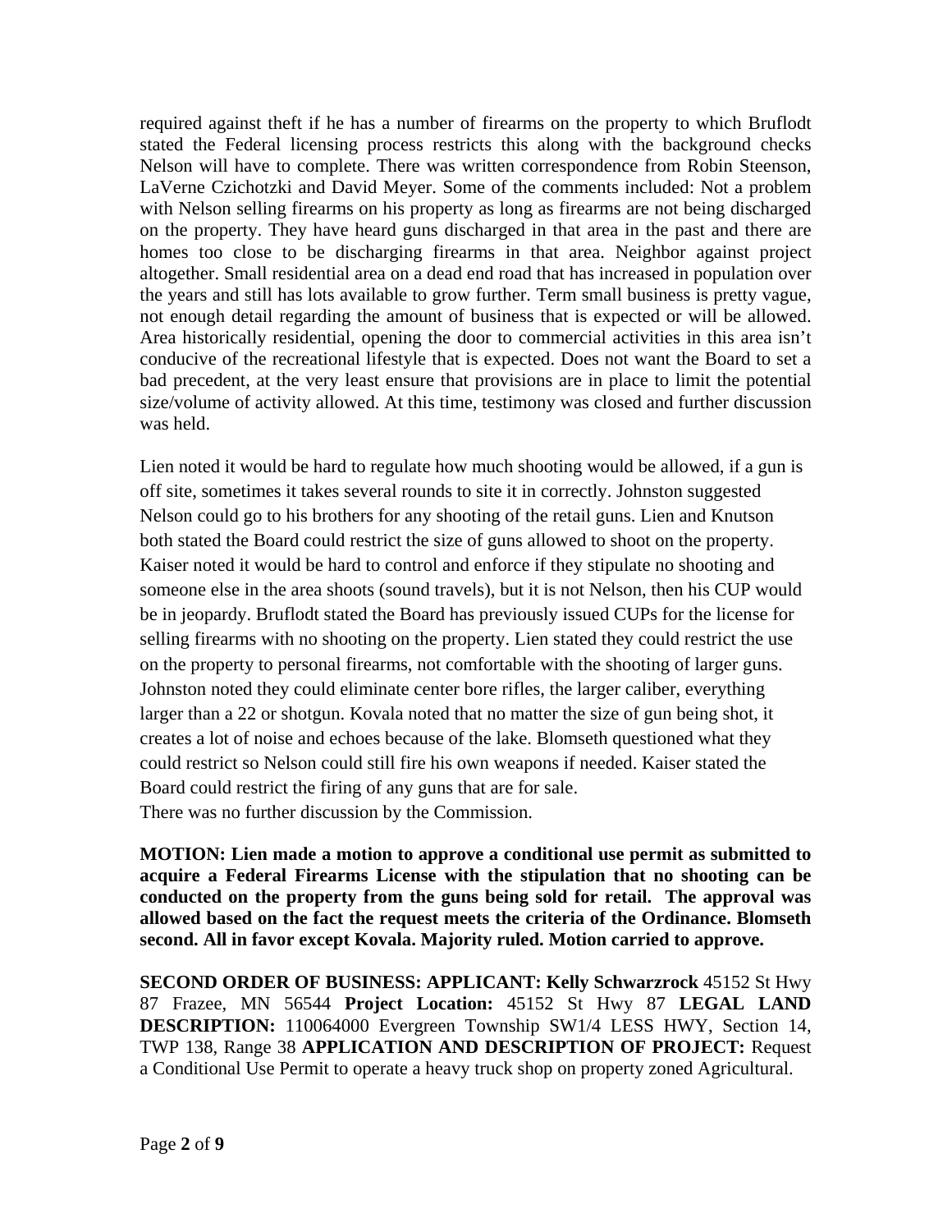required against theft if he has a number of firearms on the property to which Bruflodt stated the Federal licensing process restricts this along with the background checks Nelson will have to complete. There was written correspondence from Robin Steenson, LaVerne Czichotzki and David Meyer. Some of the comments included: Not a problem with Nelson selling firearms on his property as long as firearms are not being discharged on the property. They have heard guns discharged in that area in the past and there are homes too close to be discharging firearms in that area. Neighbor against project altogether. Small residential area on a dead end road that has increased in population over the years and still has lots available to grow further. Term small business is pretty vague, not enough detail regarding the amount of business that is expected or will be allowed. Area historically residential, opening the door to commercial activities in this area isn't conducive of the recreational lifestyle that is expected. Does not want the Board to set a bad precedent, at the very least ensure that provisions are in place to limit the potential size/volume of activity allowed. At this time, testimony was closed and further discussion was held.

Lien noted it would be hard to regulate how much shooting would be allowed, if a gun is off site, sometimes it takes several rounds to site it in correctly. Johnston suggested Nelson could go to his brothers for any shooting of the retail guns. Lien and Knutson both stated the Board could restrict the size of guns allowed to shoot on the property. Kaiser noted it would be hard to control and enforce if they stipulate no shooting and someone else in the area shoots (sound travels), but it is not Nelson, then his CUP would be in jeopardy. Bruflodt stated the Board has previously issued CUPs for the license for selling firearms with no shooting on the property. Lien stated they could restrict the use on the property to personal firearms, not comfortable with the shooting of larger guns. Johnston noted they could eliminate center bore rifles, the larger caliber, everything larger than a 22 or shotgun. Kovala noted that no matter the size of gun being shot, it creates a lot of noise and echoes because of the lake. Blomseth questioned what they could restrict so Nelson could still fire his own weapons if needed. Kaiser stated the Board could restrict the firing of any guns that are for sale.
There was no further discussion by the Commission.

**MOTION: Lien made a motion to approve a conditional use permit as submitted to acquire a Federal Firearms License with the stipulation that no shooting can be conducted on the property from the guns being sold for retail. The approval was allowed based on the fact the request meets the criteria of the Ordinance. Blomseth second. All in favor except Kovala. Majority ruled. Motion carried to approve.**

**SECOND ORDER OF BUSINESS: APPLICANT: Kelly Schwarzrock** 45152 St Hwy 87 Frazee, MN 56544 **Project Location:** 45152 St Hwy 87 **LEGAL LAND DESCRIPTION:** 110064000 Evergreen Township SW1/4 LESS HWY, Section 14, TWP 138, Range 38 **APPLICATION AND DESCRIPTION OF PROJECT:** Request a Conditional Use Permit to operate a heavy truck shop on property zoned Agricultural.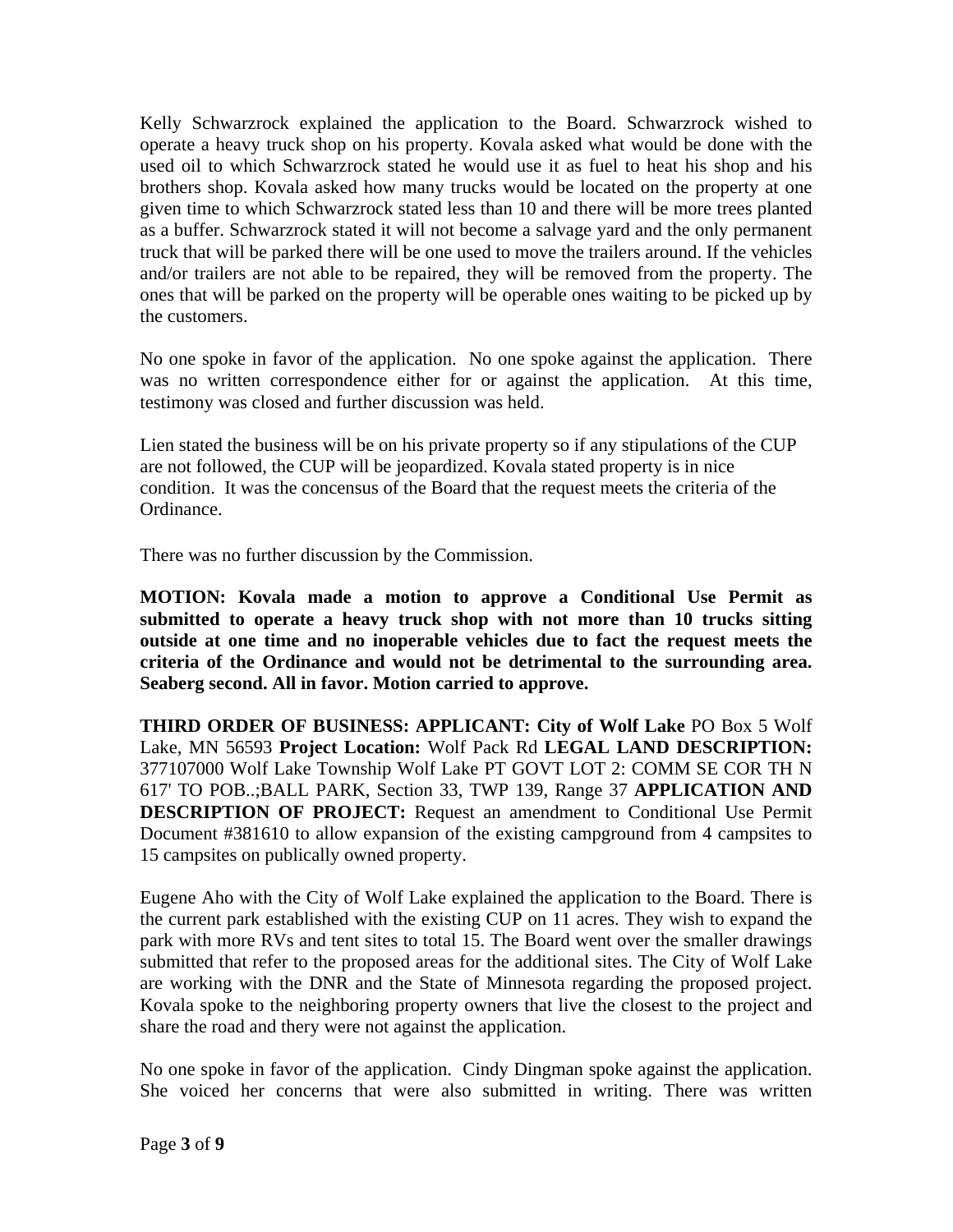Kelly Schwarzrock explained the application to the Board. Schwarzrock wished to operate a heavy truck shop on his property. Kovala asked what would be done with the used oil to which Schwarzrock stated he would use it as fuel to heat his shop and his brothers shop. Kovala asked how many trucks would be located on the property at one given time to which Schwarzrock stated less than 10 and there will be more trees planted as a buffer. Schwarzrock stated it will not become a salvage yard and the only permanent truck that will be parked there will be one used to move the trailers around. If the vehicles and/or trailers are not able to be repaired, they will be removed from the property. The ones that will be parked on the property will be operable ones waiting to be picked up by the customers.

No one spoke in favor of the application. No one spoke against the application. There was no written correspondence either for or against the application. At this time, testimony was closed and further discussion was held.

Lien stated the business will be on his private property so if any stipulations of the CUP are not followed, the CUP will be jeopardized. Kovala stated property is in nice condition. It was the concensus of the Board that the request meets the criteria of the Ordinance.

There was no further discussion by the Commission.

**MOTION: Kovala made a motion to approve a Conditional Use Permit as submitted to operate a heavy truck shop with not more than 10 trucks sitting outside at one time and no inoperable vehicles due to fact the request meets the criteria of the Ordinance and would not be detrimental to the surrounding area. Seaberg second. All in favor. Motion carried to approve.**

**THIRD ORDER OF BUSINESS: APPLICANT: City of Wolf Lake** PO Box 5 Wolf Lake, MN 56593 **Project Location:** Wolf Pack Rd **LEGAL LAND DESCRIPTION:** 377107000 Wolf Lake Township Wolf Lake PT GOVT LOT 2: COMM SE COR TH N 617' TO POB..;BALL PARK, Section 33, TWP 139, Range 37 **APPLICATION AND DESCRIPTION OF PROJECT:** Request an amendment to Conditional Use Permit Document #381610 to allow expansion of the existing campground from 4 campsites to 15 campsites on publically owned property.

Eugene Aho with the City of Wolf Lake explained the application to the Board. There is the current park established with the existing CUP on 11 acres. They wish to expand the park with more RVs and tent sites to total 15. The Board went over the smaller drawings submitted that refer to the proposed areas for the additional sites. The City of Wolf Lake are working with the DNR and the State of Minnesota regarding the proposed project. Kovala spoke to the neighboring property owners that live the closest to the project and share the road and thery were not against the application.

No one spoke in favor of the application. Cindy Dingman spoke against the application. She voiced her concerns that were also submitted in writing. There was written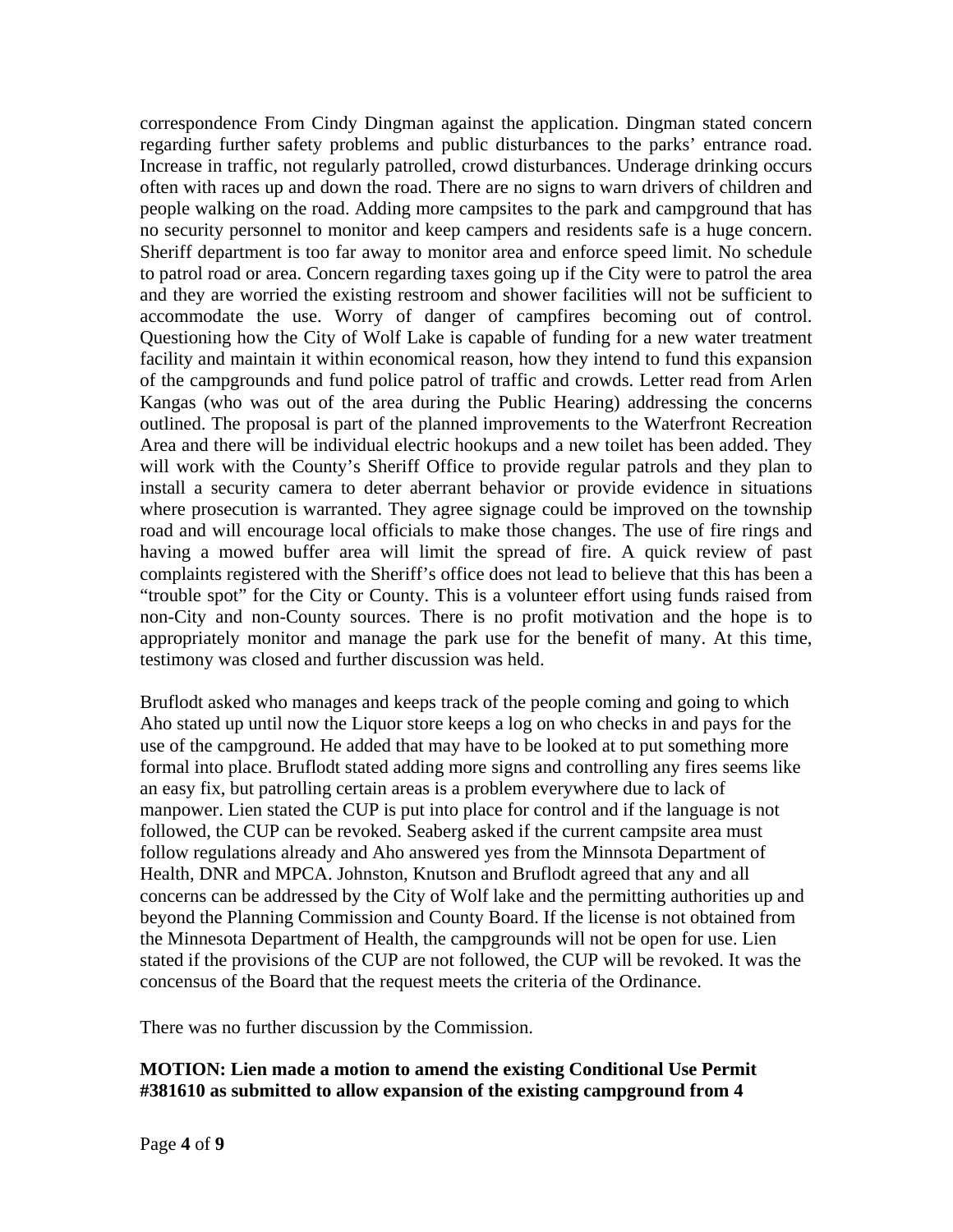correspondence From Cindy Dingman against the application. Dingman stated concern regarding further safety problems and public disturbances to the parks' entrance road. Increase in traffic, not regularly patrolled, crowd disturbances. Underage drinking occurs often with races up and down the road. There are no signs to warn drivers of children and people walking on the road. Adding more campsites to the park and campground that has no security personnel to monitor and keep campers and residents safe is a huge concern. Sheriff department is too far away to monitor area and enforce speed limit. No schedule to patrol road or area. Concern regarding taxes going up if the City were to patrol the area and they are worried the existing restroom and shower facilities will not be sufficient to accommodate the use. Worry of danger of campfires becoming out of control. Questioning how the City of Wolf Lake is capable of funding for a new water treatment facility and maintain it within economical reason, how they intend to fund this expansion of the campgrounds and fund police patrol of traffic and crowds. Letter read from Arlen Kangas (who was out of the area during the Public Hearing) addressing the concerns outlined. The proposal is part of the planned improvements to the Waterfront Recreation Area and there will be individual electric hookups and a new toilet has been added. They will work with the County's Sheriff Office to provide regular patrols and they plan to install a security camera to deter aberrant behavior or provide evidence in situations where prosecution is warranted. They agree signage could be improved on the township road and will encourage local officials to make those changes. The use of fire rings and having a mowed buffer area will limit the spread of fire. A quick review of past complaints registered with the Sheriff's office does not lead to believe that this has been a "trouble spot" for the City or County. This is a volunteer effort using funds raised from non-City and non-County sources. There is no profit motivation and the hope is to appropriately monitor and manage the park use for the benefit of many. At this time, testimony was closed and further discussion was held.

Bruflodt asked who manages and keeps track of the people coming and going to which Aho stated up until now the Liquor store keeps a log on who checks in and pays for the use of the campground. He added that may have to be looked at to put something more formal into place. Bruflodt stated adding more signs and controlling any fires seems like an easy fix, but patrolling certain areas is a problem everywhere due to lack of manpower. Lien stated the CUP is put into place for control and if the language is not followed, the CUP can be revoked. Seaberg asked if the current campsite area must follow regulations already and Aho answered yes from the Minnsota Department of Health, DNR and MPCA. Johnston, Knutson and Bruflodt agreed that any and all concerns can be addressed by the City of Wolf lake and the permitting authorities up and beyond the Planning Commission and County Board. If the license is not obtained from the Minnesota Department of Health, the campgrounds will not be open for use. Lien stated if the provisions of the CUP are not followed, the CUP will be revoked. It was the concensus of the Board that the request meets the criteria of the Ordinance.

There was no further discussion by the Commission.

**MOTION: Lien made a motion to amend the existing Conditional Use Permit #381610 as submitted to allow expansion of the existing campground from 4**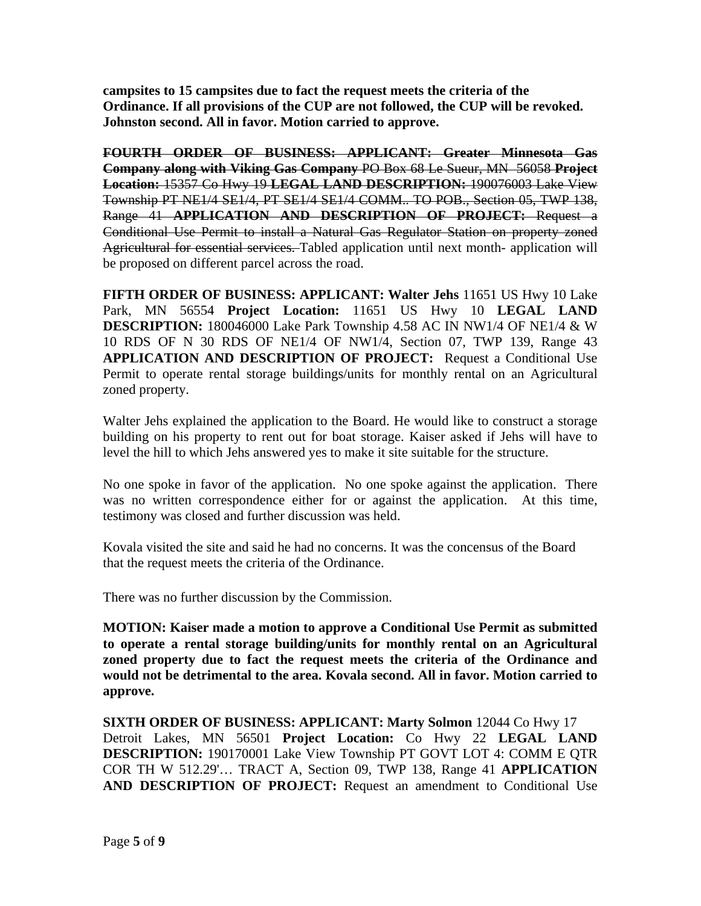**campsites to 15 campsites due to fact the request meets the criteria of the Ordinance. If all provisions of the CUP are not followed, the CUP will be revoked. Johnston second. All in favor. Motion carried to approve.**

~~**FOURTH ORDER OF BUSINESS: APPLICANT: Greater Minnesota Gas Company along with Viking Gas Company** PO Box 68 Le Sueur, MN 56058 **Project Location:** 15357 Co Hwy 19 **LEGAL LAND DESCRIPTION:** 190076003 Lake View Township PT NE1/4 SE1/4, PT SE1/4 SE1/4 COMM.. TO POB., Section 05, TWP 138, Range 41 **APPLICATION AND DESCRIPTION OF PROJECT:** Request a Conditional Use Permit to install a Natural Gas Regulator Station on property zoned Agricultural for essential services.~~ Tabled application until next month- application will be proposed on different parcel across the road.

**FIFTH ORDER OF BUSINESS: APPLICANT: Walter Jehs** 11651 US Hwy 10 Lake Park, MN 56554 **Project Location:** 11651 US Hwy 10 **LEGAL LAND DESCRIPTION:** 180046000 Lake Park Township 4.58 AC IN NW1/4 OF NE1/4 & W 10 RDS OF N 30 RDS OF NE1/4 OF NW1/4, Section 07, TWP 139, Range 43 **APPLICATION AND DESCRIPTION OF PROJECT:** Request a Conditional Use Permit to operate rental storage buildings/units for monthly rental on an Agricultural zoned property.

Walter Jehs explained the application to the Board. He would like to construct a storage building on his property to rent out for boat storage. Kaiser asked if Jehs will have to level the hill to which Jehs answered yes to make it site suitable for the structure.

No one spoke in favor of the application. No one spoke against the application. There was no written correspondence either for or against the application. At this time, testimony was closed and further discussion was held.

Kovala visited the site and said he had no concerns. It was the concensus of the Board that the request meets the criteria of the Ordinance.

There was no further discussion by the Commission.

**MOTION: Kaiser made a motion to approve a Conditional Use Permit as submitted to operate a rental storage building/units for monthly rental on an Agricultural zoned property due to fact the request meets the criteria of the Ordinance and would not be detrimental to the area. Kovala second. All in favor. Motion carried to approve.**

**SIXTH ORDER OF BUSINESS: APPLICANT: Marty Solmon** 12044 Co Hwy 17 Detroit Lakes, MN 56501 **Project Location:** Co Hwy 22 **LEGAL LAND DESCRIPTION:** 190170001 Lake View Township PT GOVT LOT 4: COMM E QTR COR TH W 512.29'… TRACT A, Section 09, TWP 138, Range 41 **APPLICATION AND DESCRIPTION OF PROJECT:** Request an amendment to Conditional Use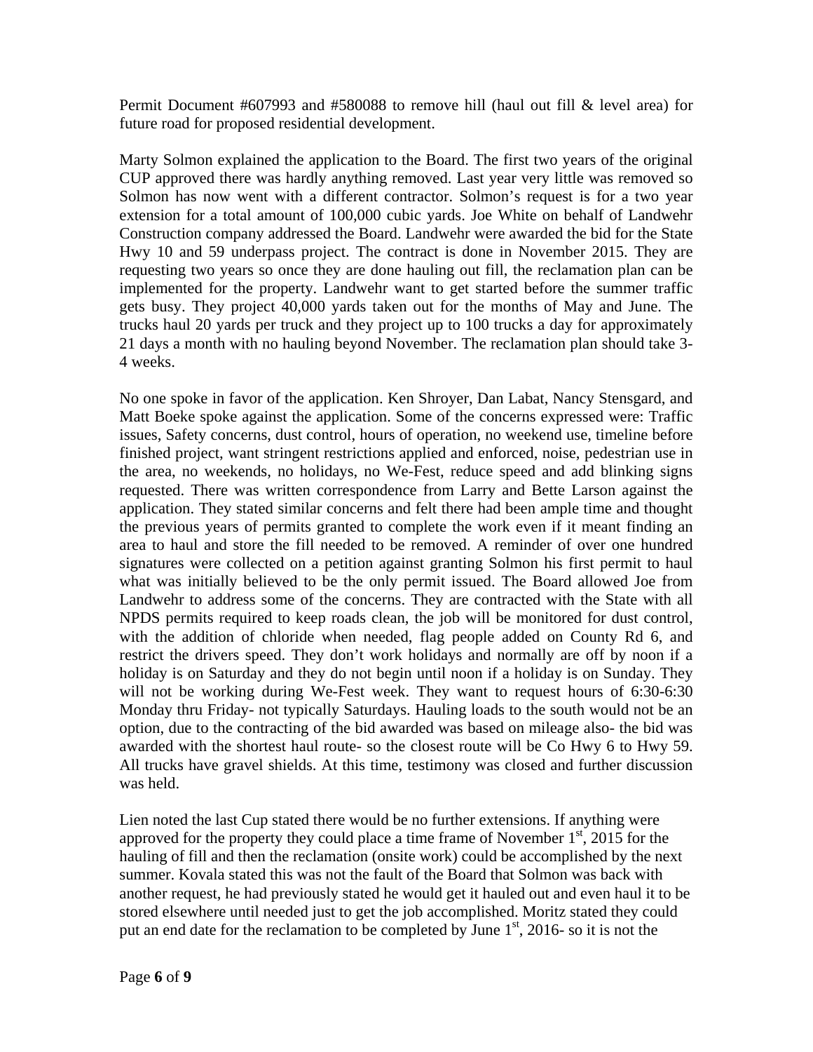Permit Document #607993 and #580088 to remove hill (haul out fill & level area) for future road for proposed residential development.

Marty Solmon explained the application to the Board. The first two years of the original CUP approved there was hardly anything removed. Last year very little was removed so Solmon has now went with a different contractor. Solmon's request is for a two year extension for a total amount of 100,000 cubic yards. Joe White on behalf of Landwehr Construction company addressed the Board. Landwehr were awarded the bid for the State Hwy 10 and 59 underpass project. The contract is done in November 2015. They are requesting two years so once they are done hauling out fill, the reclamation plan can be implemented for the property. Landwehr want to get started before the summer traffic gets busy. They project 40,000 yards taken out for the months of May and June. The trucks haul 20 yards per truck and they project up to 100 trucks a day for approximately 21 days a month with no hauling beyond November. The reclamation plan should take 3-4 weeks.

No one spoke in favor of the application. Ken Shroyer, Dan Labat, Nancy Stensgard, and Matt Boeke spoke against the application. Some of the concerns expressed were: Traffic issues, Safety concerns, dust control, hours of operation, no weekend use, timeline before finished project, want stringent restrictions applied and enforced, noise, pedestrian use in the area, no weekends, no holidays, no We-Fest, reduce speed and add blinking signs requested. There was written correspondence from Larry and Bette Larson against the application. They stated similar concerns and felt there had been ample time and thought the previous years of permits granted to complete the work even if it meant finding an area to haul and store the fill needed to be removed. A reminder of over one hundred signatures were collected on a petition against granting Solmon his first permit to haul what was initially believed to be the only permit issued. The Board allowed Joe from Landwehr to address some of the concerns. They are contracted with the State with all NPDS permits required to keep roads clean, the job will be monitored for dust control, with the addition of chloride when needed, flag people added on County Rd 6, and restrict the drivers speed. They don't work holidays and normally are off by noon if a holiday is on Saturday and they do not begin until noon if a holiday is on Sunday. They will not be working during We-Fest week. They want to request hours of 6:30-6:30 Monday thru Friday- not typically Saturdays. Hauling loads to the south would not be an option, due to the contracting of the bid awarded was based on mileage also- the bid was awarded with the shortest haul route- so the closest route will be Co Hwy 6 to Hwy 59. All trucks have gravel shields. At this time, testimony was closed and further discussion was held.

Lien noted the last Cup stated there would be no further extensions. If anything were approved for the property they could place a time frame of November 1st, 2015 for the hauling of fill and then the reclamation (onsite work) could be accomplished by the next summer. Kovala stated this was not the fault of the Board that Solmon was back with another request, he had previously stated he would get it hauled out and even haul it to be stored elsewhere until needed just to get the job accomplished. Moritz stated they could put an end date for the reclamation to be completed by June 1st, 2016- so it is not the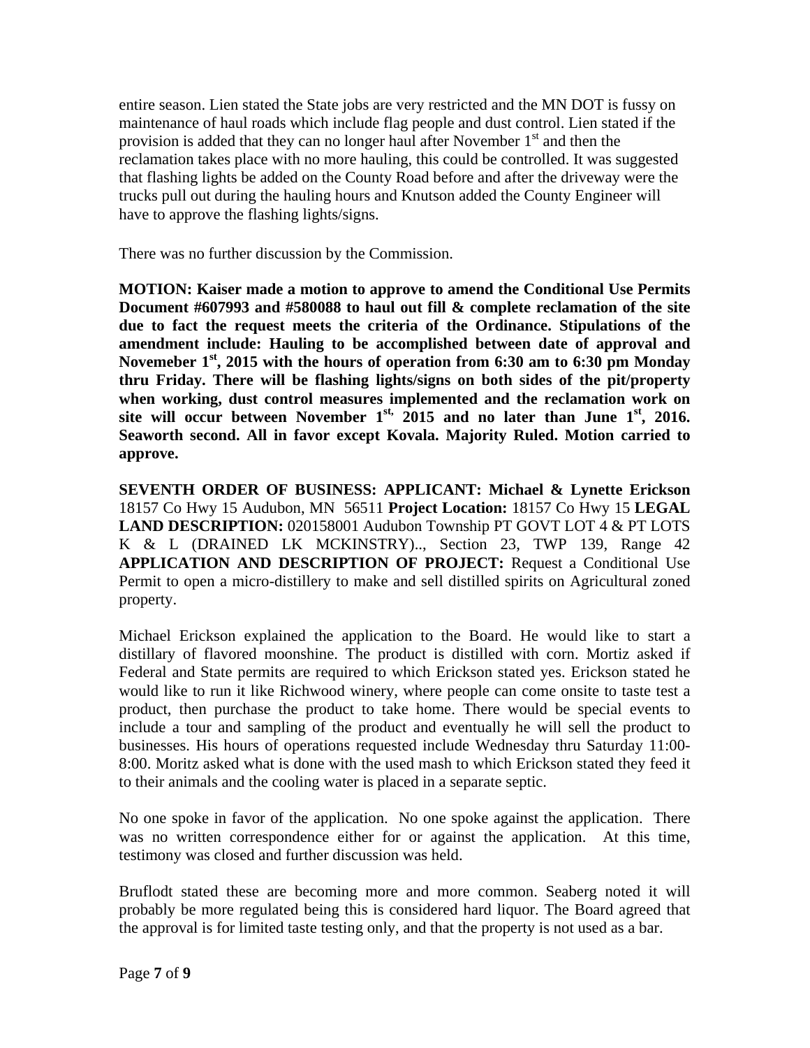entire season. Lien stated the State jobs are very restricted and the MN DOT is fussy on maintenance of haul roads which include flag people and dust control. Lien stated if the provision is added that they can no longer haul after November 1st and then the reclamation takes place with no more hauling, this could be controlled. It was suggested that flashing lights be added on the County Road before and after the driveway were the trucks pull out during the hauling hours and Knutson added the County Engineer will have to approve the flashing lights/signs.

There was no further discussion by the Commission.

**MOTION: Kaiser made a motion to approve to amend the Conditional Use Permits Document #607993 and #580088 to haul out fill & complete reclamation of the site due to fact the request meets the criteria of the Ordinance. Stipulations of the amendment include: Hauling to be accomplished between date of approval and Novemeber 1st, 2015 with the hours of operation from 6:30 am to 6:30 pm Monday thru Friday. There will be flashing lights/signs on both sides of the pit/property when working, dust control measures implemented and the reclamation work on site will occur between November 1st, 2015 and no later than June 1st, 2016. Seaworth second. All in favor except Kovala. Majority Ruled. Motion carried to approve.**

**SEVENTH ORDER OF BUSINESS: APPLICANT: Michael & Lynette Erickson** 18157 Co Hwy 15 Audubon, MN 56511 **Project Location:** 18157 Co Hwy 15 **LEGAL LAND DESCRIPTION:** 020158001 Audubon Township PT GOVT LOT 4 & PT LOTS K & L (DRAINED LK MCKINSTRY).., Section 23, TWP 139, Range 42 **APPLICATION AND DESCRIPTION OF PROJECT:** Request a Conditional Use Permit to open a micro-distillery to make and sell distilled spirits on Agricultural zoned property.

Michael Erickson explained the application to the Board. He would like to start a distillary of flavored moonshine. The product is distilled with corn. Mortiz asked if Federal and State permits are required to which Erickson stated yes. Erickson stated he would like to run it like Richwood winery, where people can come onsite to taste test a product, then purchase the product to take home. There would be special events to include a tour and sampling of the product and eventually he will sell the product to businesses. His hours of operations requested include Wednesday thru Saturday 11:00-8:00. Moritz asked what is done with the used mash to which Erickson stated they feed it to their animals and the cooling water is placed in a separate septic.

No one spoke in favor of the application. No one spoke against the application. There was no written correspondence either for or against the application. At this time, testimony was closed and further discussion was held.

Bruflodt stated these are becoming more and more common. Seaberg noted it will probably be more regulated being this is considered hard liquor. The Board agreed that the approval is for limited taste testing only, and that the property is not used as a bar.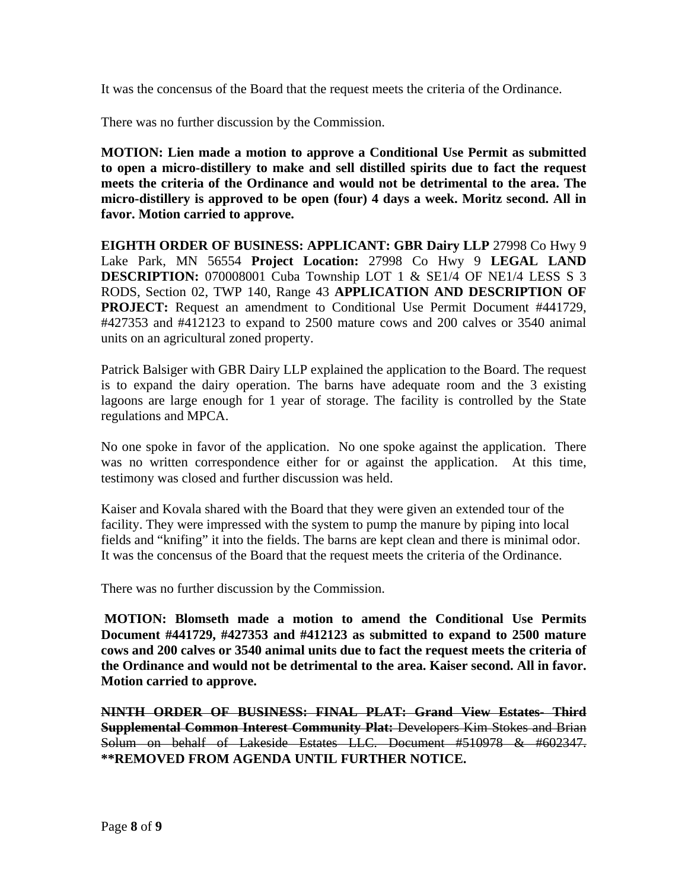It was the concensus of the Board that the request meets the criteria of the Ordinance.

There was no further discussion by the Commission.

**MOTION: Lien made a motion to approve a Conditional Use Permit as submitted to open a micro-distillery to make and sell distilled spirits due to fact the request meets the criteria of the Ordinance and would not be detrimental to the area. The micro-distillery is approved to be open (four) 4 days a week. Moritz second. All in favor. Motion carried to approve.**

**EIGHTH ORDER OF BUSINESS: APPLICANT: GBR Dairy LLP** 27998 Co Hwy 9 Lake Park, MN 56554 **Project Location:** 27998 Co Hwy 9 **LEGAL LAND DESCRIPTION:** 070008001 Cuba Township LOT 1 & SE1/4 OF NE1/4 LESS S 3 RODS, Section 02, TWP 140, Range 43 **APPLICATION AND DESCRIPTION OF PROJECT:** Request an amendment to Conditional Use Permit Document #441729, #427353 and #412123 to expand to 2500 mature cows and 200 calves or 3540 animal units on an agricultural zoned property.

Patrick Balsiger with GBR Dairy LLP explained the application to the Board. The request is to expand the dairy operation. The barns have adequate room and the 3 existing lagoons are large enough for 1 year of storage. The facility is controlled by the State regulations and MPCA.

No one spoke in favor of the application. No one spoke against the application. There was no written correspondence either for or against the application. At this time, testimony was closed and further discussion was held.

Kaiser and Kovala shared with the Board that they were given an extended tour of the facility. They were impressed with the system to pump the manure by piping into local fields and "knifing" it into the fields. The barns are kept clean and there is minimal odor. It was the concensus of the Board that the request meets the criteria of the Ordinance.

There was no further discussion by the Commission.

**MOTION: Blomseth made a motion to amend the Conditional Use Permits Document #441729, #427353 and #412123 as submitted to expand to 2500 mature cows and 200 calves or 3540 animal units due to fact the request meets the criteria of the Ordinance and would not be detrimental to the area. Kaiser second. All in favor. Motion carried to approve.**

~~**NINTH ORDER OF BUSINESS: FINAL PLAT: Grand View Estates- Third Supplemental Common Interest Community Plat:** Developers Kim Stokes and Brian Solum on behalf of Lakeside Estates LLC. Document #510978 & #602347.~~ **\*\*REMOVED FROM AGENDA UNTIL FURTHER NOTICE.**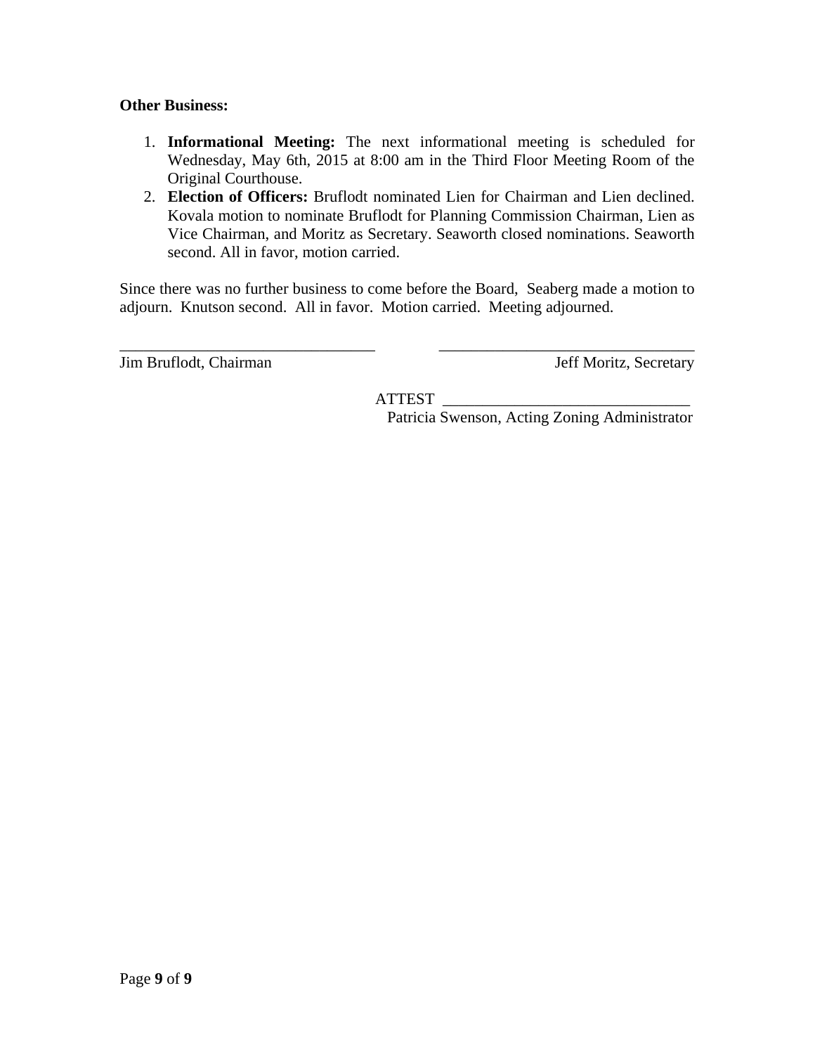**Other Business:**

1. **Informational Meeting:** The next informational meeting is scheduled for Wednesday, May 6th, 2015 at 8:00 am in the Third Floor Meeting Room of the Original Courthouse.
2. **Election of Officers:** Bruflodt nominated Lien for Chairman and Lien declined. Kovala motion to nominate Bruflodt for Planning Commission Chairman, Lien as Vice Chairman, and Moritz as Secretary. Seaworth closed nominations. Seaworth second. All in favor, motion carried.

Since there was no further business to come before the Board, Seaberg made a motion to adjourn. Knutson second. All in favor. Motion carried. Meeting adjourned.

_________________________________ _________________________________

Jim Bruflodt, Chairman Jeff Moritz, Secretary

ATTEST _______________________________

Patricia Swenson, Acting Zoning Administrator